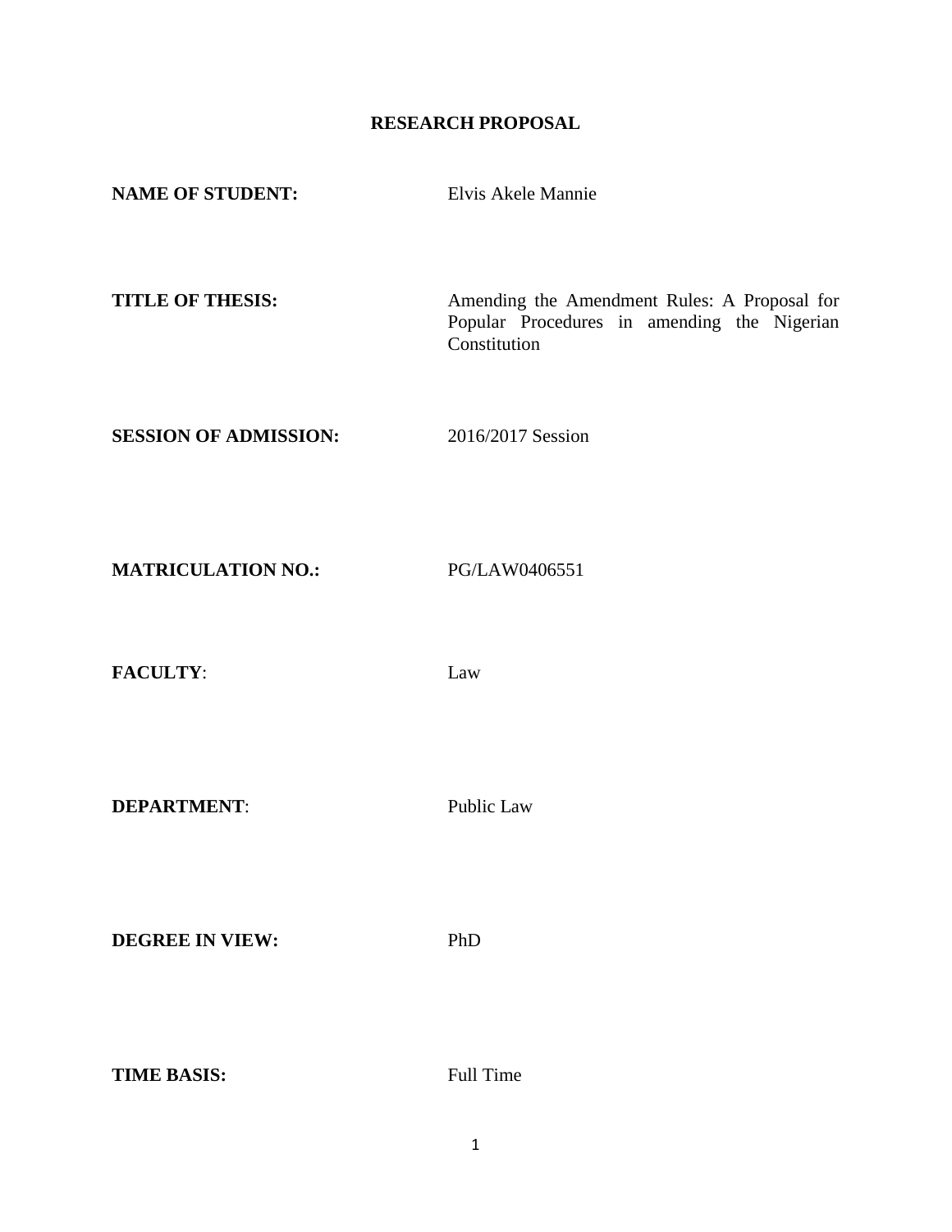# RESEARCH PROPOSAL

**NAME OF STUDENT:** Elvis Akele Mannie

**TITLE OF THESIS:** Amending the Amendment Rules: A Proposal for Popular Procedures in amending the Nigerian Constitution

**SESSION OF ADMISSION:** 2016/2017 Session

**MATRICULATION NO.:** PG/LAW0406551

**FACULTY**: Law

**DEPARTMENT**: Public Law

**DEGREE IN VIEW:** PhD

**TIME BASIS:** Full Time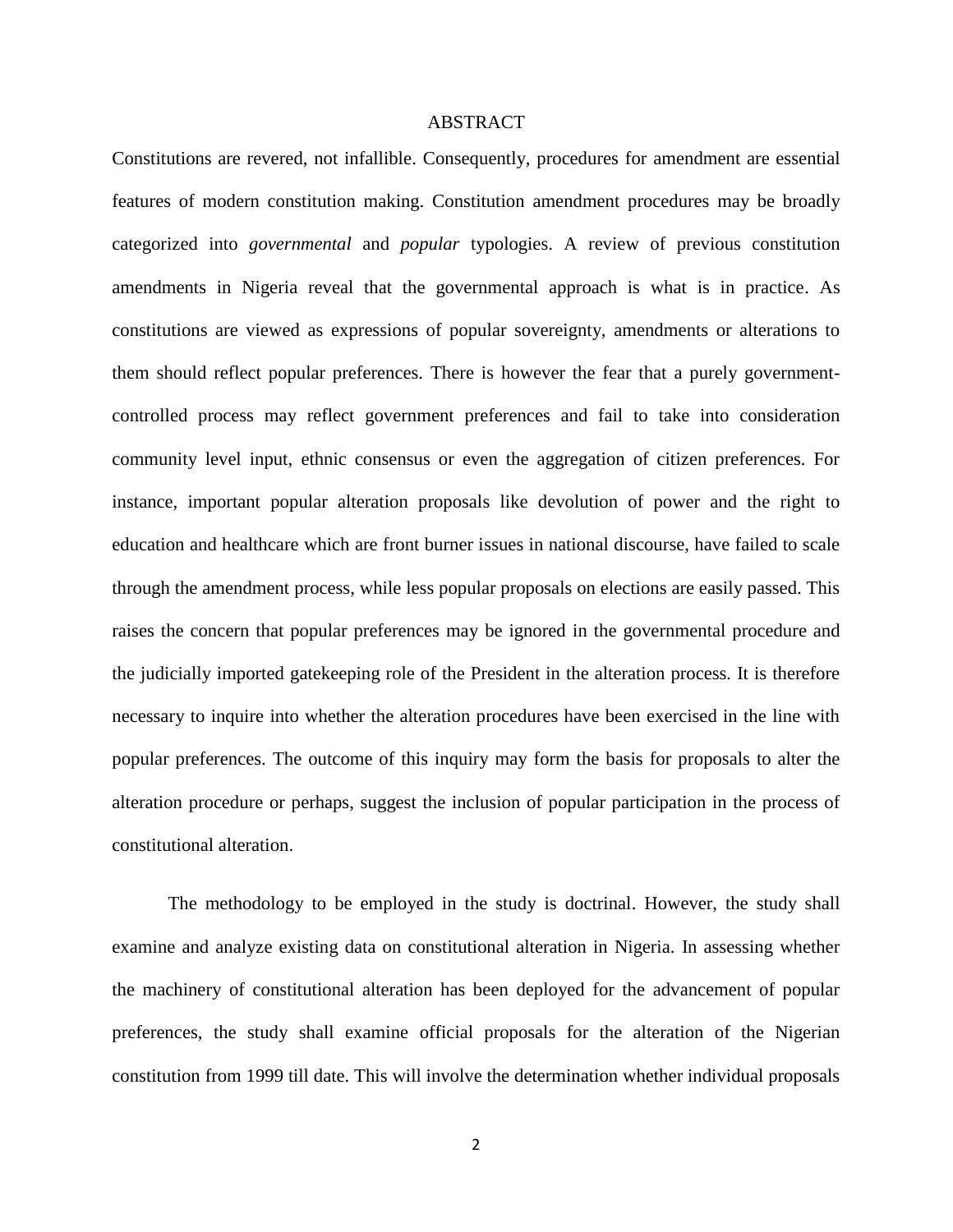# ABSTRACT

Constitutions are revered, not infallible. Consequently, procedures for amendment are essential features of modern constitution making. Constitution amendment procedures may be broadly categorized into *governmental* and *popular* typologies. A review of previous constitution amendments in Nigeria reveal that the governmental approach is what is in practice. As constitutions are viewed as expressions of popular sovereignty, amendments or alterations to them should reflect popular preferences. There is however the fear that a purely government-controlled process may reflect government preferences and fail to take into consideration community level input, ethnic consensus or even the aggregation of citizen preferences. For instance, important popular alteration proposals like devolution of power and the right to education and healthcare which are front burner issues in national discourse, have failed to scale through the amendment process, while less popular proposals on elections are easily passed. This raises the concern that popular preferences may be ignored in the governmental procedure and the judicially imported gatekeeping role of the President in the alteration process. It is therefore necessary to inquire into whether the alteration procedures have been exercised in the line with popular preferences. The outcome of this inquiry may form the basis for proposals to alter the alteration procedure or perhaps, suggest the inclusion of popular participation in the process of constitutional alteration.

The methodology to be employed in the study is doctrinal. However, the study shall examine and analyze existing data on constitutional alteration in Nigeria. In assessing whether the machinery of constitutional alteration has been deployed for the advancement of popular preferences, the study shall examine official proposals for the alteration of the Nigerian constitution from 1999 till date. This will involve the determination whether individual proposals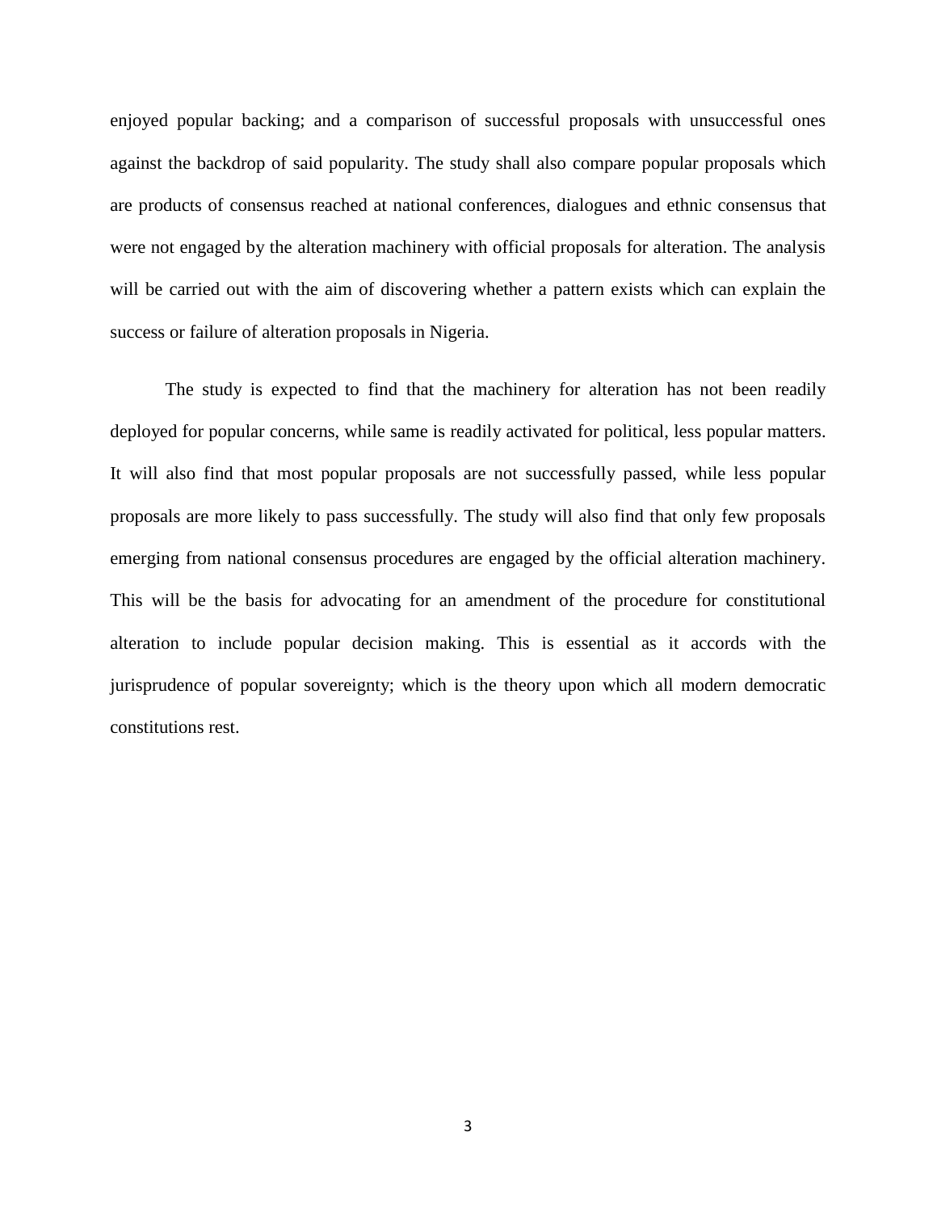enjoyed popular backing; and a comparison of successful proposals with unsuccessful ones against the backdrop of said popularity. The study shall also compare popular proposals which are products of consensus reached at national conferences, dialogues and ethnic consensus that were not engaged by the alteration machinery with official proposals for alteration. The analysis will be carried out with the aim of discovering whether a pattern exists which can explain the success or failure of alteration proposals in Nigeria.

The study is expected to find that the machinery for alteration has not been readily deployed for popular concerns, while same is readily activated for political, less popular matters. It will also find that most popular proposals are not successfully passed, while less popular proposals are more likely to pass successfully. The study will also find that only few proposals emerging from national consensus procedures are engaged by the official alteration machinery. This will be the basis for advocating for an amendment of the procedure for constitutional alteration to include popular decision making. This is essential as it accords with the jurisprudence of popular sovereignty; which is the theory upon which all modern democratic constitutions rest.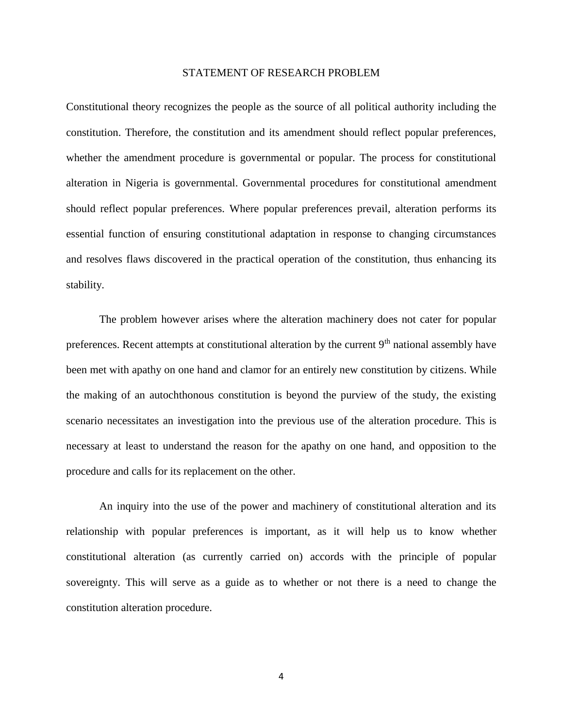## STATEMENT OF RESEARCH PROBLEM

Constitutional theory recognizes the people as the source of all political authority including the constitution. Therefore, the constitution and its amendment should reflect popular preferences, whether the amendment procedure is governmental or popular. The process for constitutional alteration in Nigeria is governmental. Governmental procedures for constitutional amendment should reflect popular preferences. Where popular preferences prevail, alteration performs its essential function of ensuring constitutional adaptation in response to changing circumstances and resolves flaws discovered in the practical operation of the constitution, thus enhancing its stability.

The problem however arises where the alteration machinery does not cater for popular preferences. Recent attempts at constitutional alteration by the current 9$^{th}$ national assembly have been met with apathy on one hand and clamor for an entirely new constitution by citizens. While the making of an autochthonous constitution is beyond the purview of the study, the existing scenario necessitates an investigation into the previous use of the alteration procedure. This is necessary at least to understand the reason for the apathy on one hand, and opposition to the procedure and calls for its replacement on the other.

An inquiry into the use of the power and machinery of constitutional alteration and its relationship with popular preferences is important, as it will help us to know whether constitutional alteration (as currently carried on) accords with the principle of popular sovereignty. This will serve as a guide as to whether or not there is a need to change the constitution alteration procedure.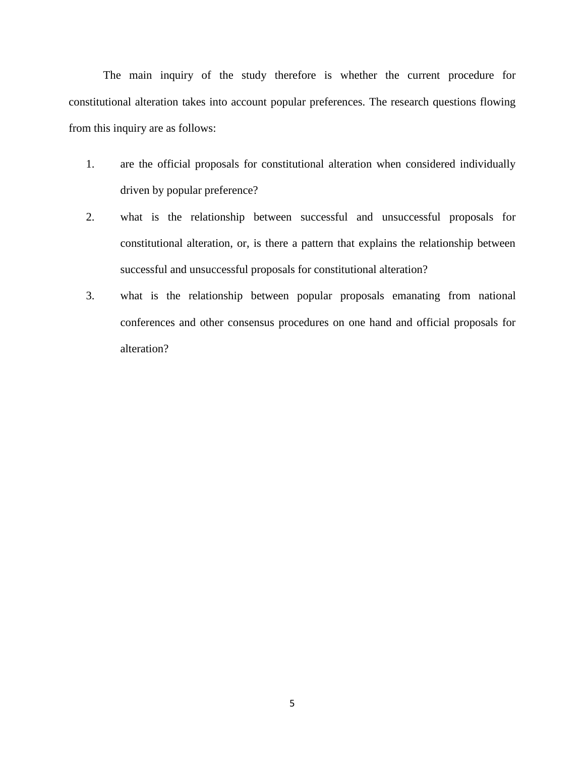The main inquiry of the study therefore is whether the current procedure for constitutional alteration takes into account popular preferences. The research questions flowing from this inquiry are as follows:

1. are the official proposals for constitutional alteration when considered individually driven by popular preference?
2. what is the relationship between successful and unsuccessful proposals for constitutional alteration, or, is there a pattern that explains the relationship between successful and unsuccessful proposals for constitutional alteration?
3. what is the relationship between popular proposals emanating from national conferences and other consensus procedures on one hand and official proposals for alteration?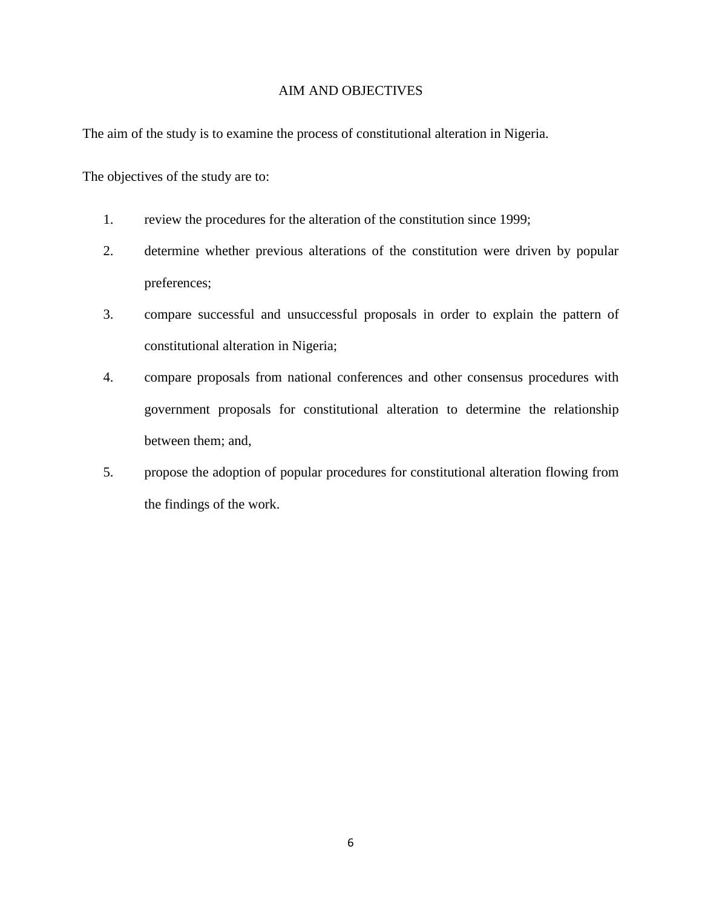## AIM AND OBJECTIVES

The aim of the study is to examine the process of constitutional alteration in Nigeria.

The objectives of the study are to:

1. review the procedures for the alteration of the constitution since 1999;
2. determine whether previous alterations of the constitution were driven by popular preferences;
3. compare successful and unsuccessful proposals in order to explain the pattern of constitutional alteration in Nigeria;
4. compare proposals from national conferences and other consensus procedures with government proposals for constitutional alteration to determine the relationship between them; and,
5. propose the adoption of popular procedures for constitutional alteration flowing from the findings of the work.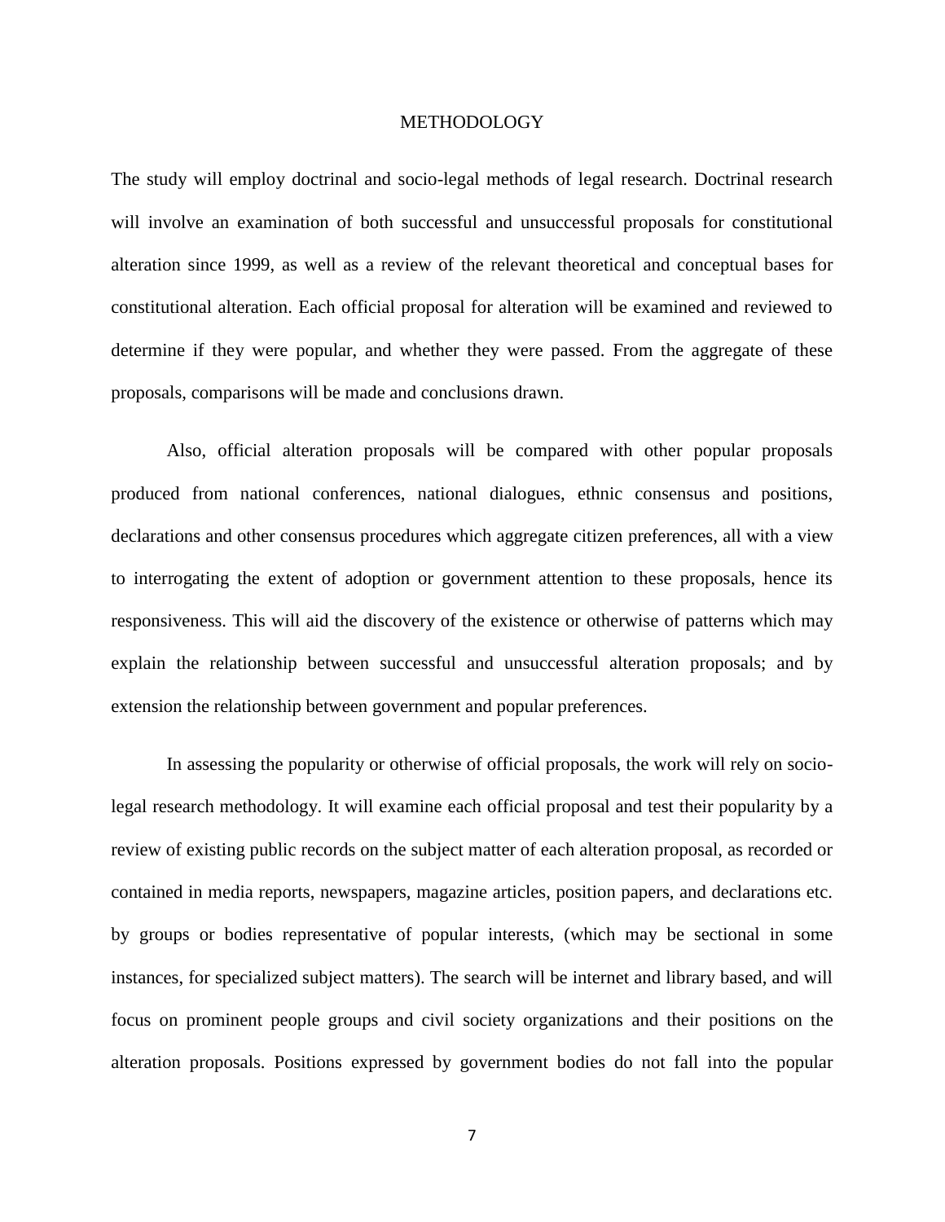## METHODOLOGY

The study will employ doctrinal and socio-legal methods of legal research. Doctrinal research will involve an examination of both successful and unsuccessful proposals for constitutional alteration since 1999, as well as a review of the relevant theoretical and conceptual bases for constitutional alteration. Each official proposal for alteration will be examined and reviewed to determine if they were popular, and whether they were passed. From the aggregate of these proposals, comparisons will be made and conclusions drawn.

Also, official alteration proposals will be compared with other popular proposals produced from national conferences, national dialogues, ethnic consensus and positions, declarations and other consensus procedures which aggregate citizen preferences, all with a view to interrogating the extent of adoption or government attention to these proposals, hence its responsiveness. This will aid the discovery of the existence or otherwise of patterns which may explain the relationship between successful and unsuccessful alteration proposals; and by extension the relationship between government and popular preferences.

In assessing the popularity or otherwise of official proposals, the work will rely on socio-legal research methodology. It will examine each official proposal and test their popularity by a review of existing public records on the subject matter of each alteration proposal, as recorded or contained in media reports, newspapers, magazine articles, position papers, and declarations etc. by groups or bodies representative of popular interests, (which may be sectional in some instances, for specialized subject matters). The search will be internet and library based, and will focus on prominent people groups and civil society organizations and their positions on the alteration proposals. Positions expressed by government bodies do not fall into the popular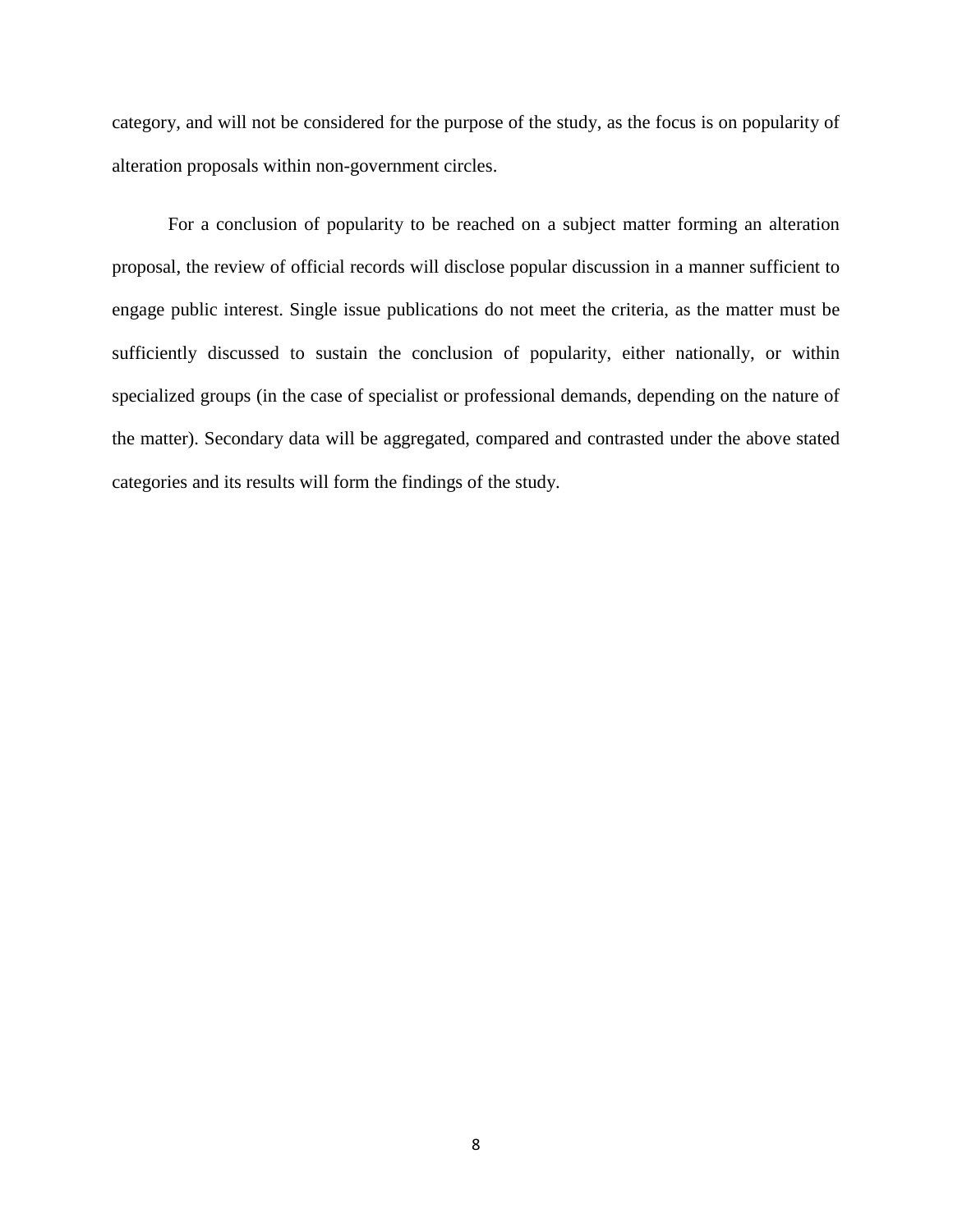category, and will not be considered for the purpose of the study, as the focus is on popularity of alteration proposals within non-government circles.

For a conclusion of popularity to be reached on a subject matter forming an alteration proposal, the review of official records will disclose popular discussion in a manner sufficient to engage public interest. Single issue publications do not meet the criteria, as the matter must be sufficiently discussed to sustain the conclusion of popularity, either nationally, or within specialized groups (in the case of specialist or professional demands, depending on the nature of the matter). Secondary data will be aggregated, compared and contrasted under the above stated categories and its results will form the findings of the study.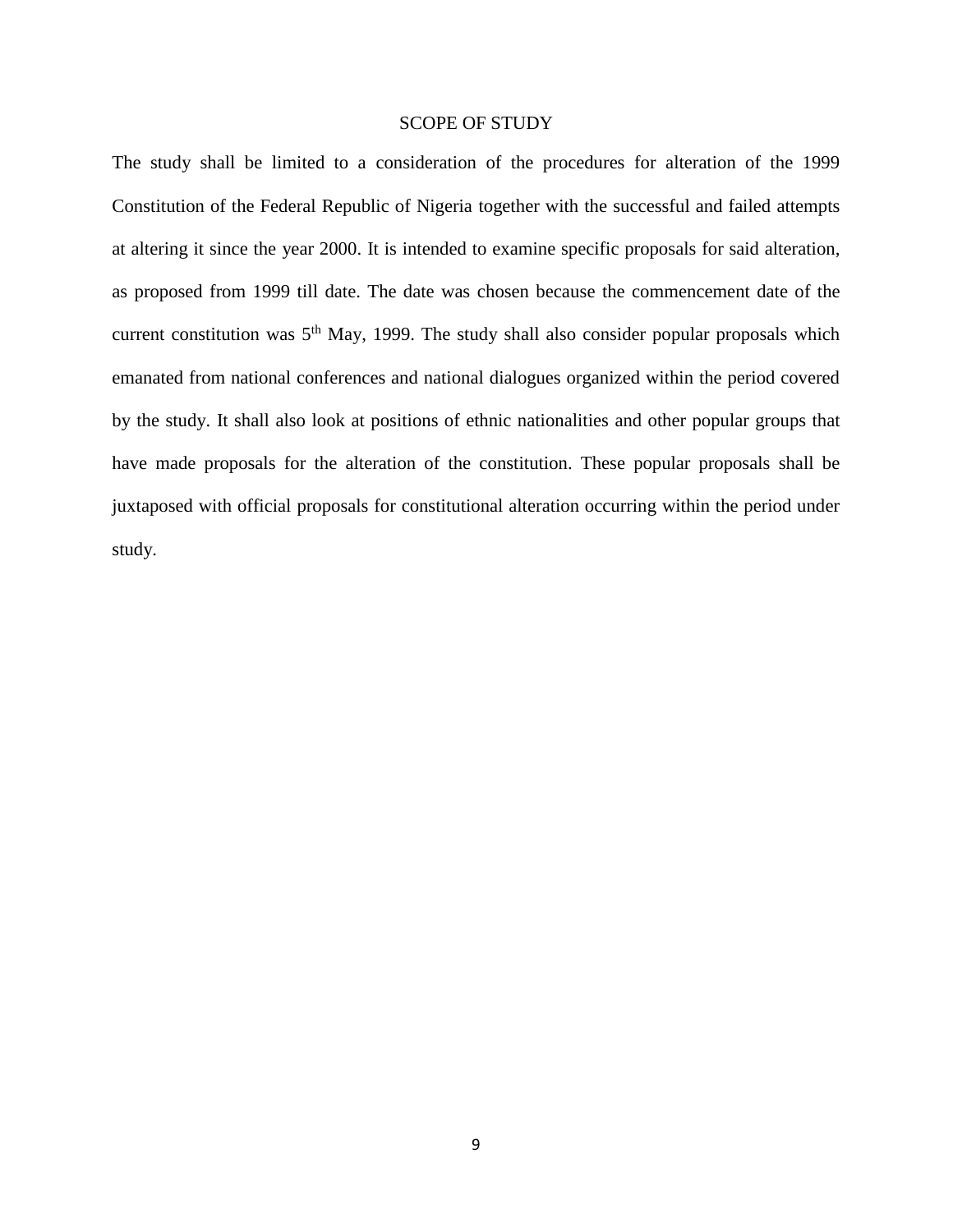## SCOPE OF STUDY

The study shall be limited to a consideration of the procedures for alteration of the 1999 Constitution of the Federal Republic of Nigeria together with the successful and failed attempts at altering it since the year 2000. It is intended to examine specific proposals for said alteration, as proposed from 1999 till date. The date was chosen because the commencement date of the current constitution was 5th May, 1999. The study shall also consider popular proposals which emanated from national conferences and national dialogues organized within the period covered by the study. It shall also look at positions of ethnic nationalities and other popular groups that have made proposals for the alteration of the constitution. These popular proposals shall be juxtaposed with official proposals for constitutional alteration occurring within the period under study.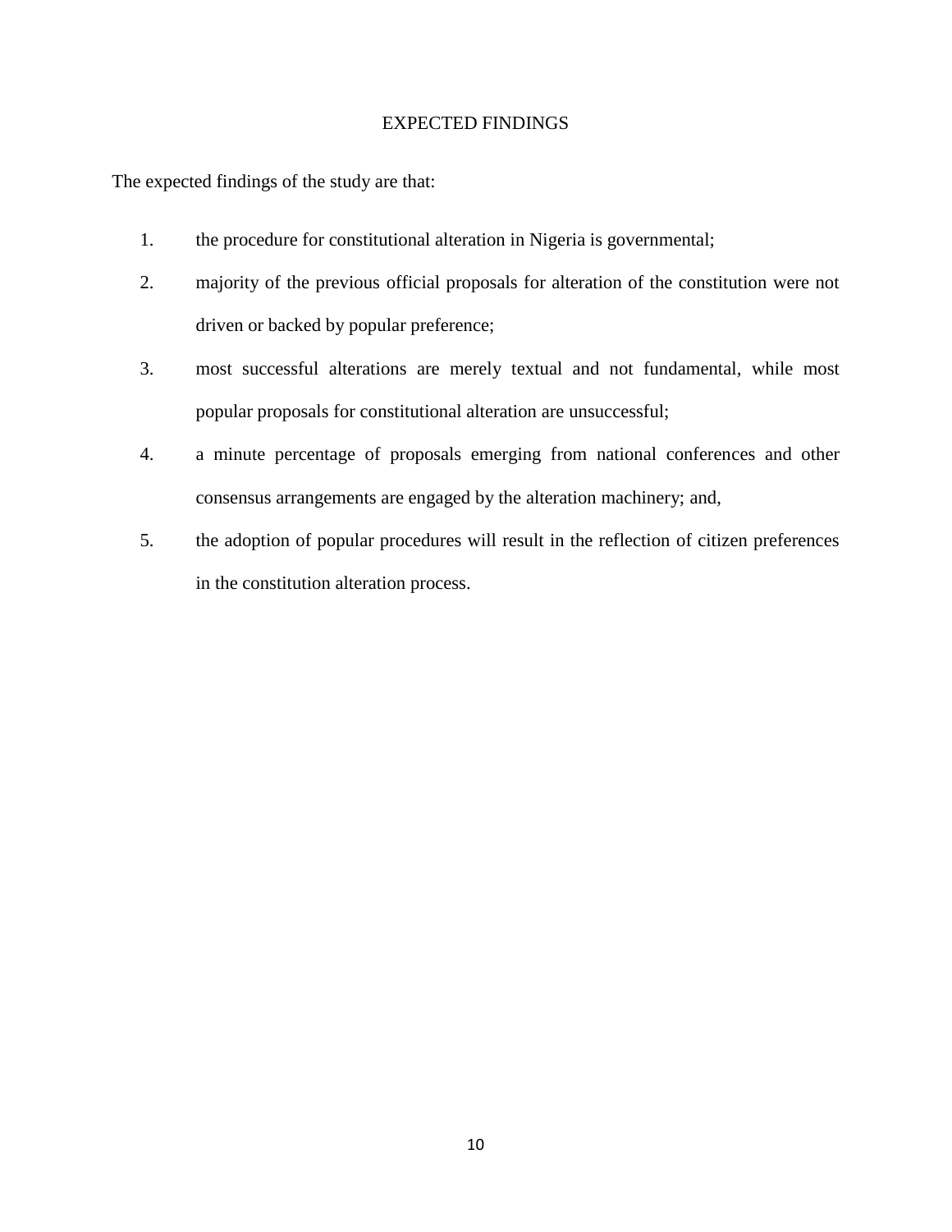## EXPECTED FINDINGS

The expected findings of the study are that:

1. the procedure for constitutional alteration in Nigeria is governmental;
2. majority of the previous official proposals for alteration of the constitution were not driven or backed by popular preference;
3. most successful alterations are merely textual and not fundamental, while most popular proposals for constitutional alteration are unsuccessful;
4. a minute percentage of proposals emerging from national conferences and other consensus arrangements are engaged by the alteration machinery; and,
5. the adoption of popular procedures will result in the reflection of citizen preferences in the constitution alteration process.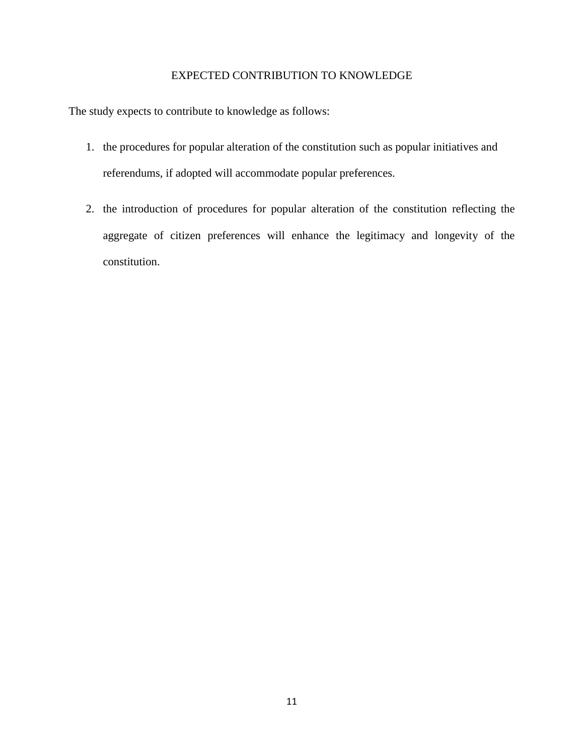## EXPECTED CONTRIBUTION TO KNOWLEDGE

The study expects to contribute to knowledge as follows:

1. the procedures for popular alteration of the constitution such as popular initiatives and referendums, if adopted will accommodate popular preferences.

2. the introduction of procedures for popular alteration of the constitution reflecting the aggregate of citizen preferences will enhance the legitimacy and longevity of the constitution.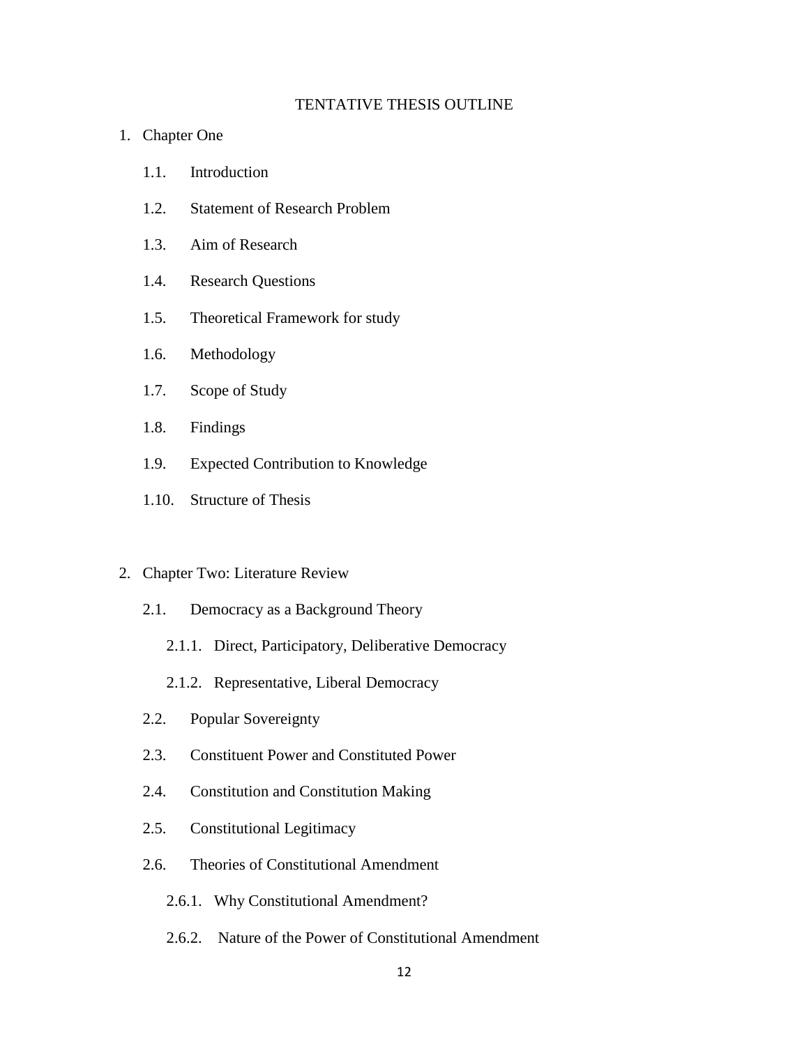## TENTATIVE THESIS OUTLINE

1. Chapter One
    - 1.1. Introduction
    - 1.2. Statement of Research Problem
    - 1.3. Aim of Research
    - 1.4. Research Questions
    - 1.5. Theoretical Framework for study
    - 1.6. Methodology
    - 1.7. Scope of Study
    - 1.8. Findings
    - 1.9. Expected Contribution to Knowledge
    - 1.10. Structure of Thesis

2. Chapter Two: Literature Review
    - 2.1. Democracy as a Background Theory
        - 2.1.1. Direct, Participatory, Deliberative Democracy
        - 2.1.2. Representative, Liberal Democracy
    - 2.2. Popular Sovereignty
    - 2.3. Constituent Power and Constituted Power
    - 2.4. Constitution and Constitution Making
    - 2.5. Constitutional Legitimacy
    - 2.6. Theories of Constitutional Amendment
        - 2.6.1. Why Constitutional Amendment?
        - 2.6.2. Nature of the Power of Constitutional Amendment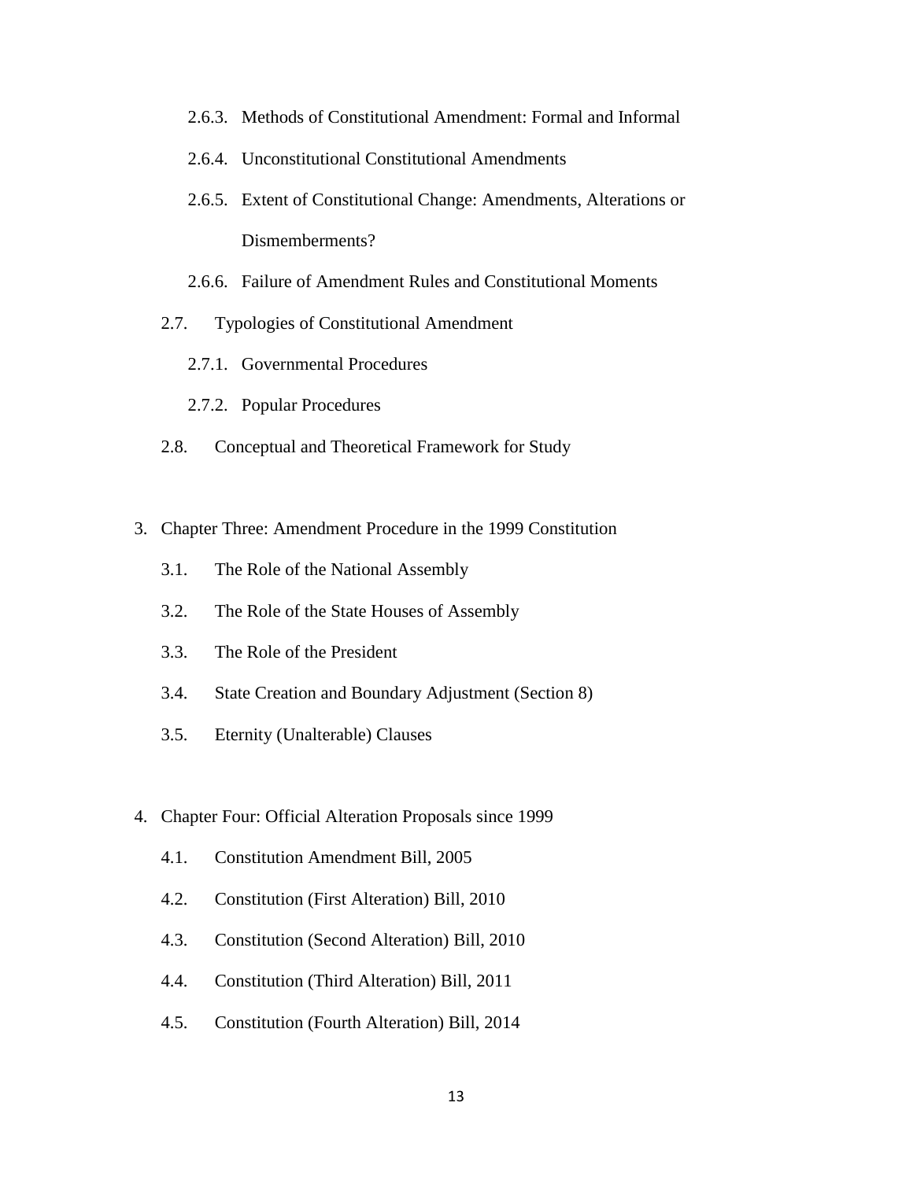- 2.6.3. Methods of Constitutional Amendment: Formal and Informal
- 2.6.4. Unconstitutional Constitutional Amendments
- 2.6.5. Extent of Constitutional Change: Amendments, Alterations or Dismemberments?
- 2.6.6. Failure of Amendment Rules and Constitutional Moments

2.7. Typologies of Constitutional Amendment

- 2.7.1. Governmental Procedures
- 2.7.2. Popular Procedures

2.8. Conceptual and Theoretical Framework for Study

3. Chapter Three: Amendment Procedure in the 1999 Constitution

    3.1. The Role of the National Assembly

    3.2. The Role of the State Houses of Assembly

    3.3. The Role of the President

    3.4. State Creation and Boundary Adjustment (Section 8)

    3.5. Eternity (Unalterable) Clauses

4. Chapter Four: Official Alteration Proposals since 1999

    4.1. Constitution Amendment Bill, 2005

    4.2. Constitution (First Alteration) Bill, 2010

    4.3. Constitution (Second Alteration) Bill, 2010

    4.4. Constitution (Third Alteration) Bill, 2011

    4.5. Constitution (Fourth Alteration) Bill, 2014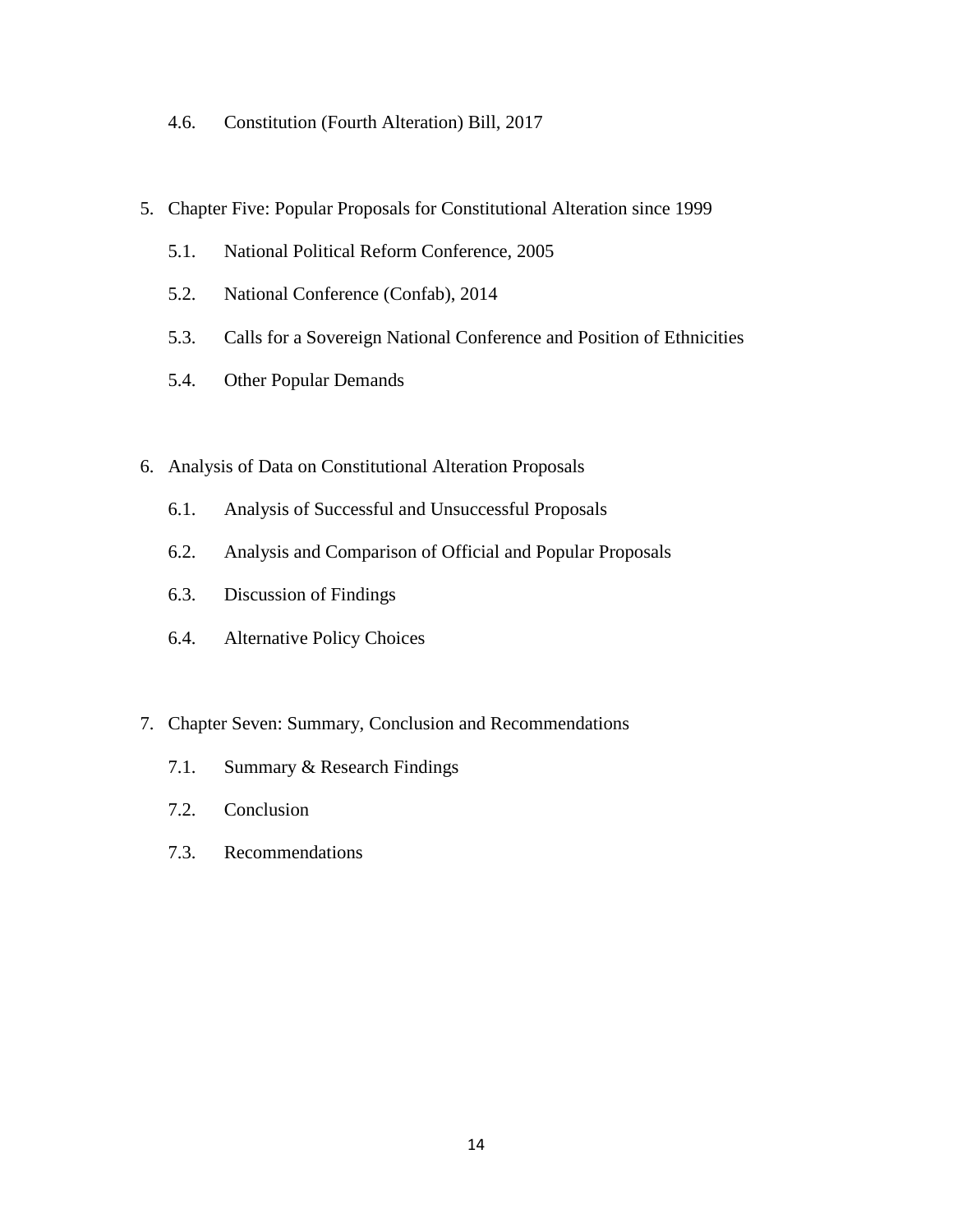4.6. Constitution (Fourth Alteration) Bill, 2017

5. Chapter Five: Popular Proposals for Constitutional Alteration since 1999
   - 5.1. National Political Reform Conference, 2005
   - 5.2. National Conference (Confab), 2014
   - 5.3. Calls for a Sovereign National Conference and Position of Ethnicities
   - 5.4. Other Popular Demands

6. Analysis of Data on Constitutional Alteration Proposals
   - 6.1. Analysis of Successful and Unsuccessful Proposals
   - 6.2. Analysis and Comparison of Official and Popular Proposals
   - 6.3. Discussion of Findings
   - 6.4. Alternative Policy Choices

7. Chapter Seven: Summary, Conclusion and Recommendations
   - 7.1. Summary & Research Findings
   - 7.2. Conclusion
   - 7.3. Recommendations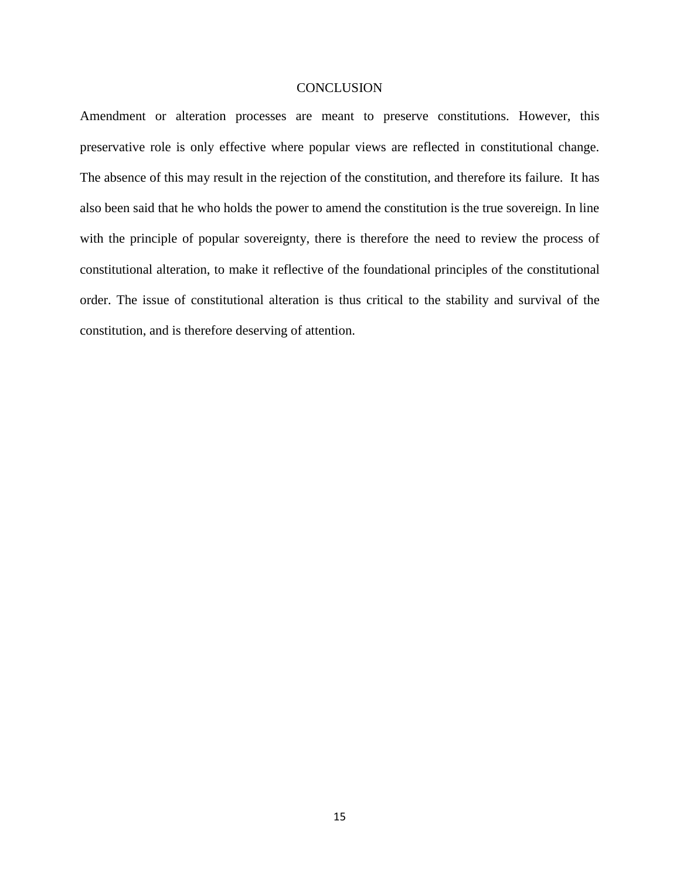## CONCLUSION

Amendment or alteration processes are meant to preserve constitutions. However, this preservative role is only effective where popular views are reflected in constitutional change. The absence of this may result in the rejection of the constitution, and therefore its failure. It has also been said that he who holds the power to amend the constitution is the true sovereign. In line with the principle of popular sovereignty, there is therefore the need to review the process of constitutional alteration, to make it reflective of the foundational principles of the constitutional order. The issue of constitutional alteration is thus critical to the stability and survival of the constitution, and is therefore deserving of attention.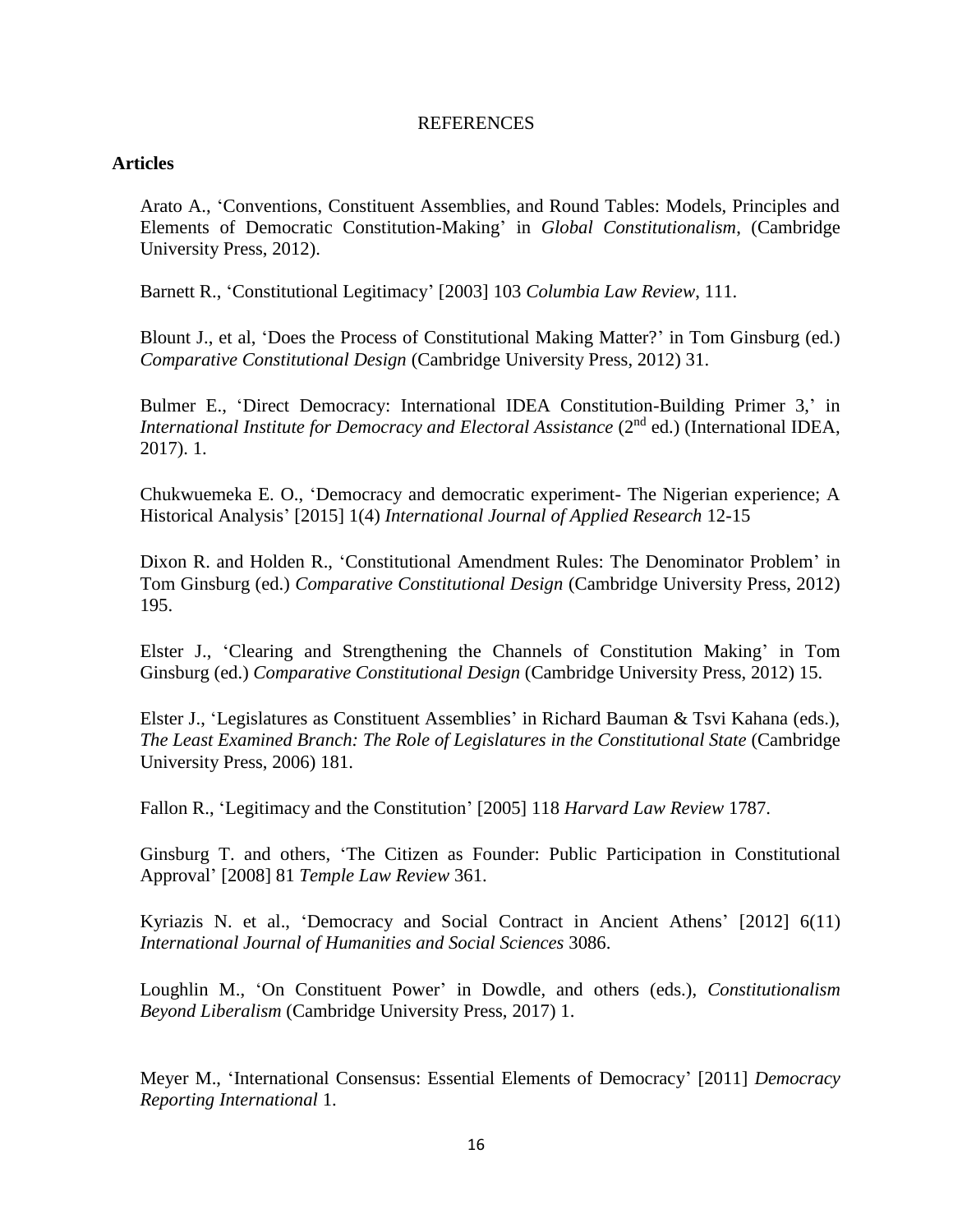REFERENCES

**Articles**

Arato A., 'Conventions, Constituent Assemblies, and Round Tables: Models, Principles and Elements of Democratic Constitution-Making' in *Global Constitutionalism*, (Cambridge University Press, 2012).

Barnett R., 'Constitutional Legitimacy' [2003] 103 *Columbia Law Review*, 111.

Blount J., et al, 'Does the Process of Constitutional Making Matter?' in Tom Ginsburg (ed.) *Comparative Constitutional Design* (Cambridge University Press, 2012) 31.

Bulmer E., 'Direct Democracy: International IDEA Constitution-Building Primer 3,' in *International Institute for Democracy and Electoral Assistance* (2nd ed.) (International IDEA, 2017). 1.

Chukwuemeka E. O., 'Democracy and democratic experiment- The Nigerian experience; A Historical Analysis' [2015] 1(4) *International Journal of Applied Research* 12-15

Dixon R. and Holden R., 'Constitutional Amendment Rules: The Denominator Problem' in Tom Ginsburg (ed.) *Comparative Constitutional Design* (Cambridge University Press, 2012) 195.

Elster J., 'Clearing and Strengthening the Channels of Constitution Making' in Tom Ginsburg (ed.) *Comparative Constitutional Design* (Cambridge University Press, 2012) 15.

Elster J., 'Legislatures as Constituent Assemblies' in Richard Bauman & Tsvi Kahana (eds.), *The Least Examined Branch: The Role of Legislatures in the Constitutional State* (Cambridge University Press, 2006) 181.

Fallon R., 'Legitimacy and the Constitution' [2005] 118 *Harvard Law Review* 1787.

Ginsburg T. and others, 'The Citizen as Founder: Public Participation in Constitutional Approval' [2008] 81 *Temple Law Review* 361.

Kyriazis N. et al., 'Democracy and Social Contract in Ancient Athens' [2012] 6(11) *International Journal of Humanities and Social Sciences* 3086.

Loughlin M., 'On Constituent Power' in Dowdle, and others (eds.), *Constitutionalism Beyond Liberalism* (Cambridge University Press, 2017) 1.

Meyer M., 'International Consensus: Essential Elements of Democracy' [2011] *Democracy Reporting International* 1.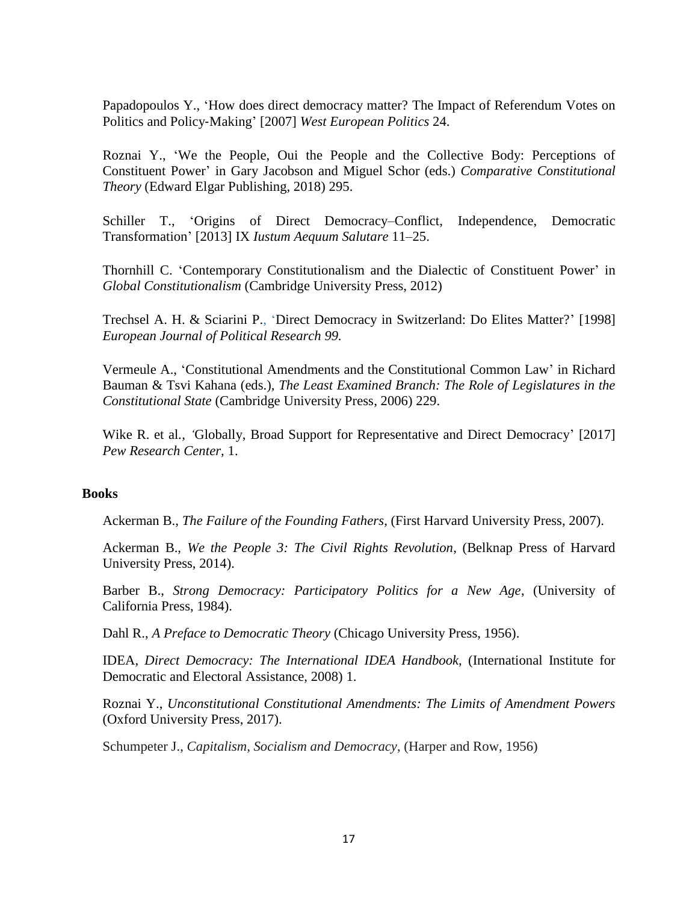Papadopoulos Y., 'How does direct democracy matter? The Impact of Referendum Votes on Politics and Policy-Making' [2007] *West European Politics* 24.

Roznai Y., 'We the People, Oui the People and the Collective Body: Perceptions of Constituent Power' in Gary Jacobson and Miguel Schor (eds.) *Comparative Constitutional Theory* (Edward Elgar Publishing, 2018) 295.

Schiller T., 'Origins of Direct Democracy–Conflict, Independence, Democratic Transformation' [2013] IX *Iustum Aequum Salutare* 11–25.

Thornhill C. 'Contemporary Constitutionalism and the Dialectic of Constituent Power' in *Global Constitutionalism* (Cambridge University Press, 2012)

Trechsel A. H. & Sciarini P., 'Direct Democracy in Switzerland: Do Elites Matter?' [1998] *European Journal of Political Research 99.*

Vermeule A., 'Constitutional Amendments and the Constitutional Common Law' in Richard Bauman & Tsvi Kahana (eds.), *The Least Examined Branch: The Role of Legislatures in the Constitutional State* (Cambridge University Press, 2006) 229.

Wike R. et al., 'Globally, Broad Support for Representative and Direct Democracy' [2017] *Pew Research Center,* 1.

**Books**

Ackerman B., *The Failure of the Founding Fathers*, (First Harvard University Press, 2007).

Ackerman B., *We the People 3: The Civil Rights Revolution*, (Belknap Press of Harvard University Press, 2014).

Barber B., *Strong Democracy: Participatory Politics for a New Age*, (University of California Press, 1984).

Dahl R., *A Preface to Democratic Theory* (Chicago University Press, 1956).

IDEA, *Direct Democracy: The International IDEA Handbook*, (International Institute for Democratic and Electoral Assistance, 2008) 1.

Roznai Y., *Unconstitutional Constitutional Amendments: The Limits of Amendment Powers* (Oxford University Press, 2017).

Schumpeter J., *Capitalism, Socialism and Democracy*, (Harper and Row, 1956)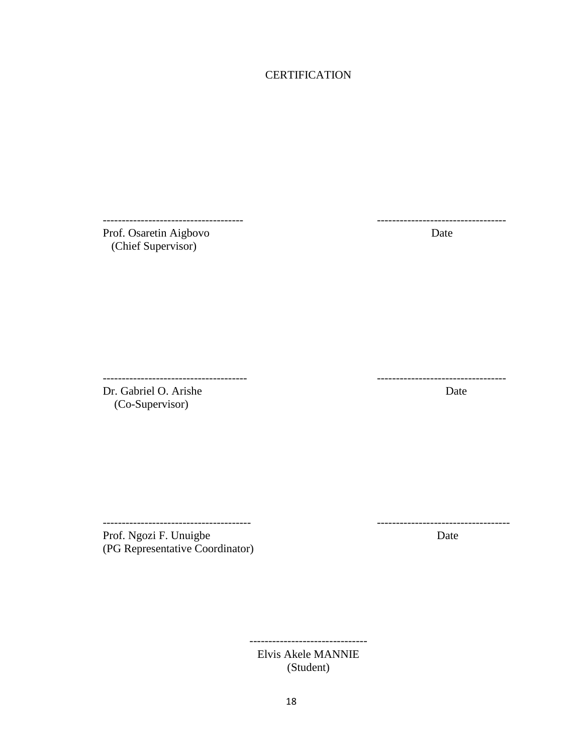# CERTIFICATION

-------------------------------------                                        ----------------------------------

Prof. Osaretin Aigbovo                                                                   Date

(Chief Supervisor)

--------------------------------------                                        ----------------------------------

Dr. Gabriel O. Arishe                                                                      Date

(Co-Supervisor)

---------------------------------------                                        -----------------------------------

Prof. Ngozi F. Unuigbe                                                                   Date

(PG Representative Coordinator)

-------------------------------

Elvis Akele MANNIE

(Student)